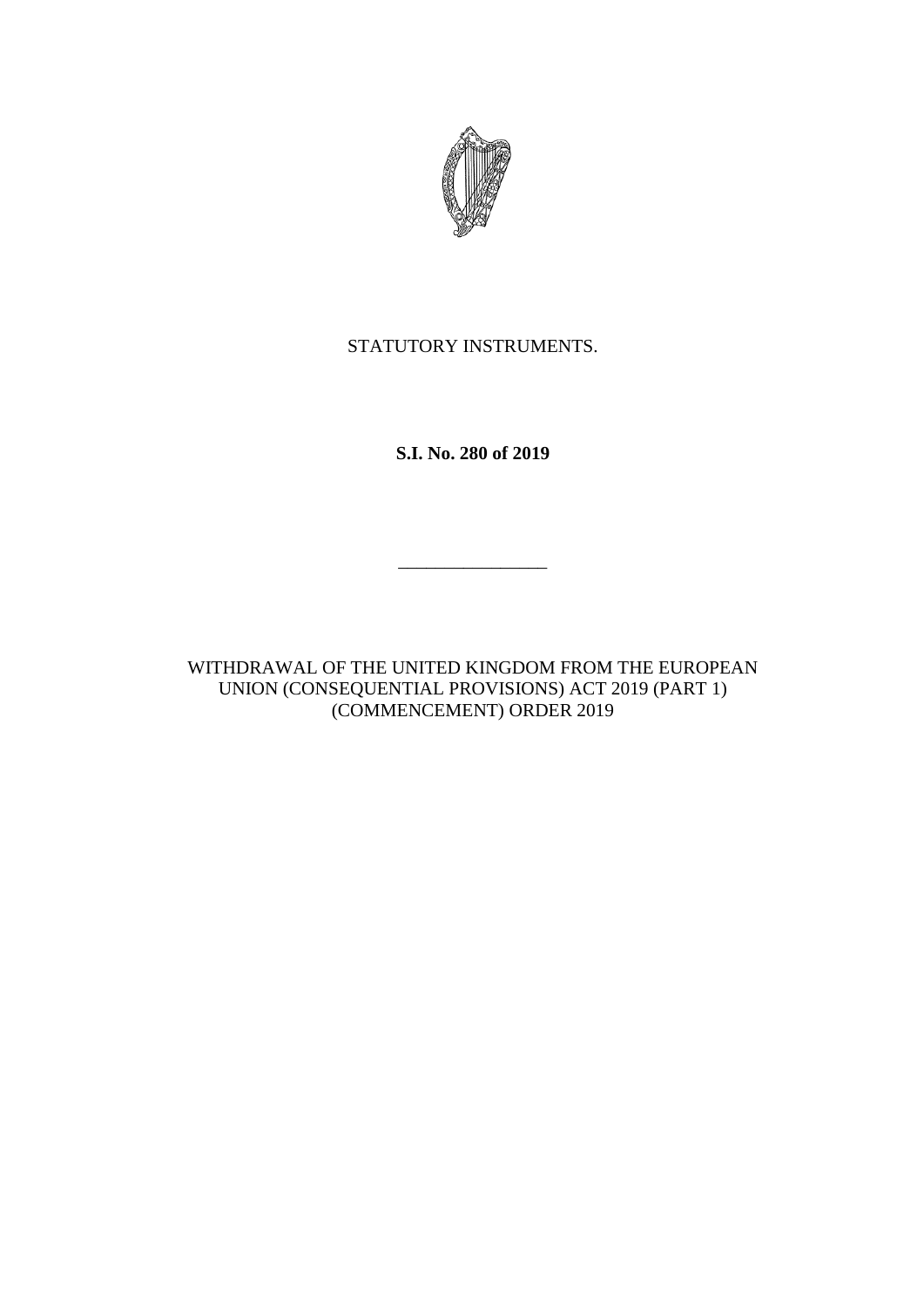STATUTORY INSTRUMENTS.

**S.I. No. 280 of 2019**

---

WITHDRAWAL OF THE UNITED KINGDOM FROM THE EUROPEAN UNION (CONSEQUENTIAL PROVISIONS) ACT 2019 (PART 1) (COMMENCEMENT) ORDER 2019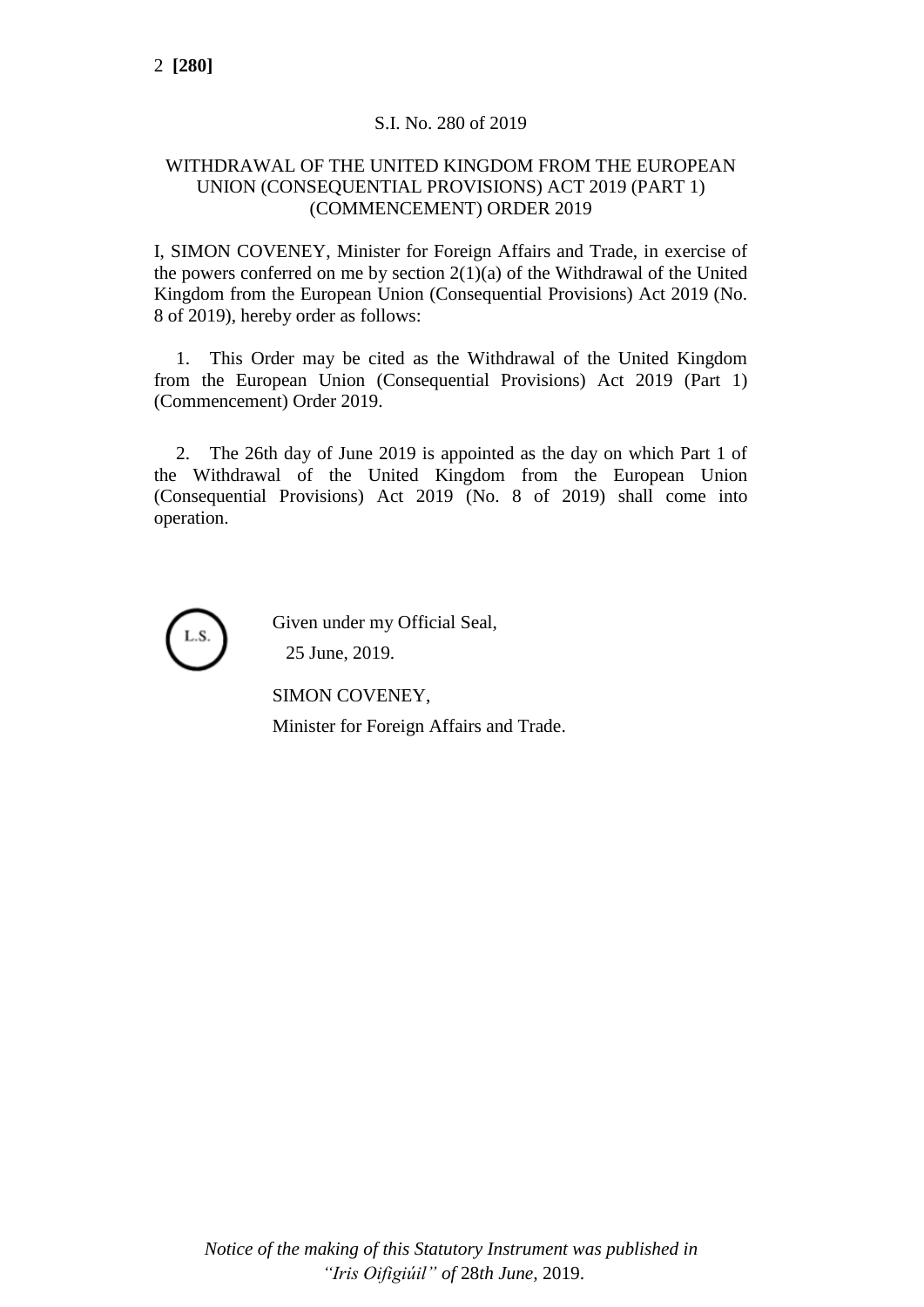S.I. No. 280 of 2019

WITHDRAWAL OF THE UNITED KINGDOM FROM THE EUROPEAN UNION (CONSEQUENTIAL PROVISIONS) ACT 2019 (PART 1) (COMMENCEMENT) ORDER 2019

I, SIMON COVENEY, Minister for Foreign Affairs and Trade, in exercise of the powers conferred on me by section 2(1)(a) of the Withdrawal of the United Kingdom from the European Union (Consequential Provisions) Act 2019 (No. 8 of 2019), hereby order as follows:

1. This Order may be cited as the Withdrawal of the United Kingdom from the European Union (Consequential Provisions) Act 2019 (Part 1) (Commencement) Order 2019.

2. The 26th day of June 2019 is appointed as the day on which Part 1 of the Withdrawal of the United Kingdom from the European Union (Consequential Provisions) Act 2019 (No. 8 of 2019) shall come into operation.

L.S.

Given under my Official Seal,
25 June, 2019.

SIMON COVENEY,
Minister for Foreign Affairs and Trade.

*Notice of the making of this Statutory Instrument was published in "Iris Oifigiúil" of* 28*th June,* 2019.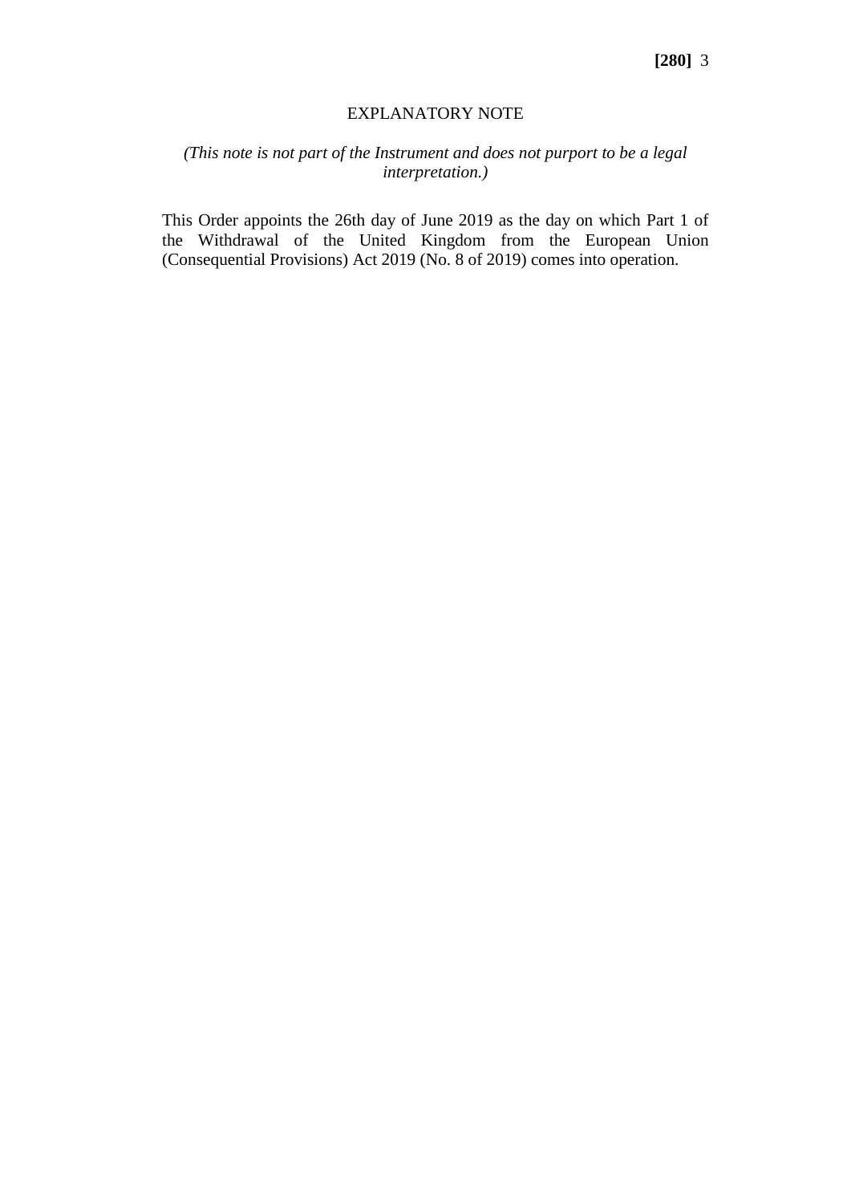## EXPLANATORY NOTE

*(This note is not part of the Instrument and does not purport to be a legal interpretation.)*

This Order appoints the 26th day of June 2019 as the day on which Part 1 of the Withdrawal of the United Kingdom from the European Union (Consequential Provisions) Act 2019 (No. 8 of 2019) comes into operation.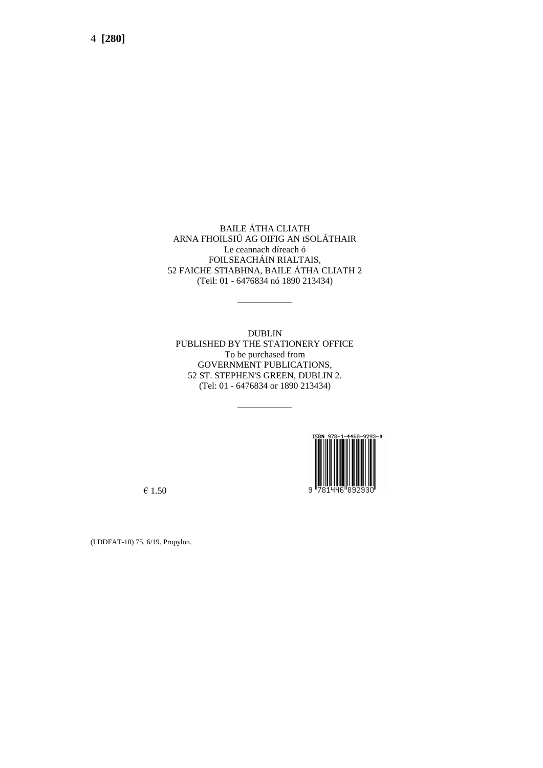BAILE ÁTHA CLIATH
ARNA FHOILSIÚ AG OIFIG AN tSOLÁTHAIR
Le ceannach díreach ó
FOILSEACHÁIN RIALTAIS,
52 FAICHE STIABHNA, BAILE ÁTHA CLIATH 2
(Teil: 01 - 6476834 nó 1890 213434)

---

DUBLIN
PUBLISHED BY THE STATIONERY OFFICE
To be purchased from
GOVERNMENT PUBLICATIONS,
52 ST. STEPHEN'S GREEN, DUBLIN 2.
(Tel: 01 - 6476834 or 1890 213434)

---

ISBN 978-1-4468-9293-0

€ 1.50

(LDDFAT-10) 75. 6/19. Propylon.